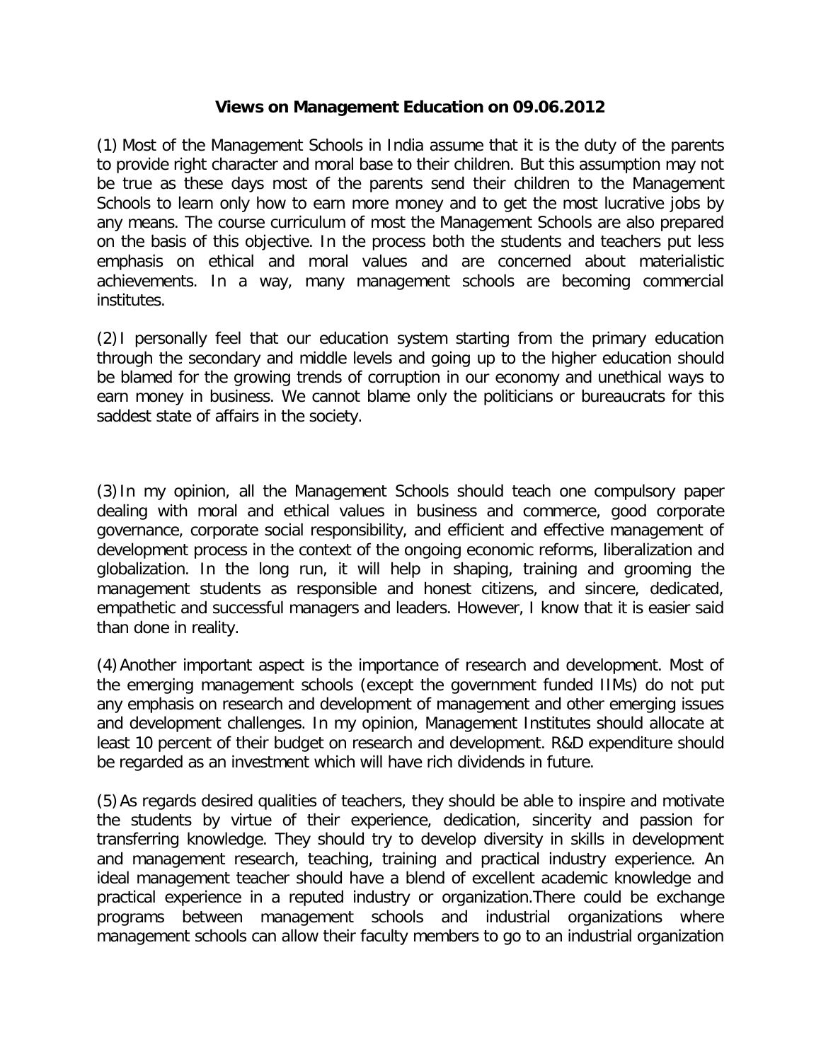**Views on Management Education on 09.06.2012**

(1) Most of the Management Schools in India assume that it is the duty of the parents to provide right character and moral base to their children. But this assumption may not be true as these days most of the parents send their children to the Management Schools to learn only how to earn more money and to get the most lucrative jobs by any means. The course curriculum of most the Management Schools are also prepared on the basis of this objective. In the process both the students and teachers put less emphasis on ethical and moral values and are concerned about materialistic achievements. In a way, many management schools are becoming commercial institutes.

(2) I personally feel that our education system starting from the primary education through the secondary and middle levels and going up to the higher education should be blamed for the growing trends of corruption in our economy and unethical ways to earn money in business. We cannot blame only the politicians or bureaucrats for this saddest state of affairs in the society.

(3) In my opinion, all the Management Schools should teach one compulsory paper dealing with moral and ethical values in business and commerce, good corporate governance, corporate social responsibility, and efficient and effective management of development process in the context of the ongoing economic reforms, liberalization and globalization. In the long run, it will help in shaping, training and grooming the management students as responsible and honest citizens, and sincere, dedicated, empathetic and successful managers and leaders. However, I know that it is easier said than done in reality.

(4) Another important aspect is the importance of research and development. Most of the emerging management schools (except the government funded IIMs) do not put any emphasis on research and development of management and other emerging issues and development challenges. In my opinion, Management Institutes should allocate at least 10 percent of their budget on research and development. R&D expenditure should be regarded as an investment which will have rich dividends in future.

(5) As regards desired qualities of teachers, they should be able to inspire and motivate the students by virtue of their experience, dedication, sincerity and passion for transferring knowledge. They should try to develop diversity in skills in development and management research, teaching, training and practical industry experience. An ideal management teacher should have a blend of excellent academic knowledge and practical experience in a reputed industry or organization.There could be exchange programs between management schools and industrial organizations where management schools can allow their faculty members to go to an industrial organization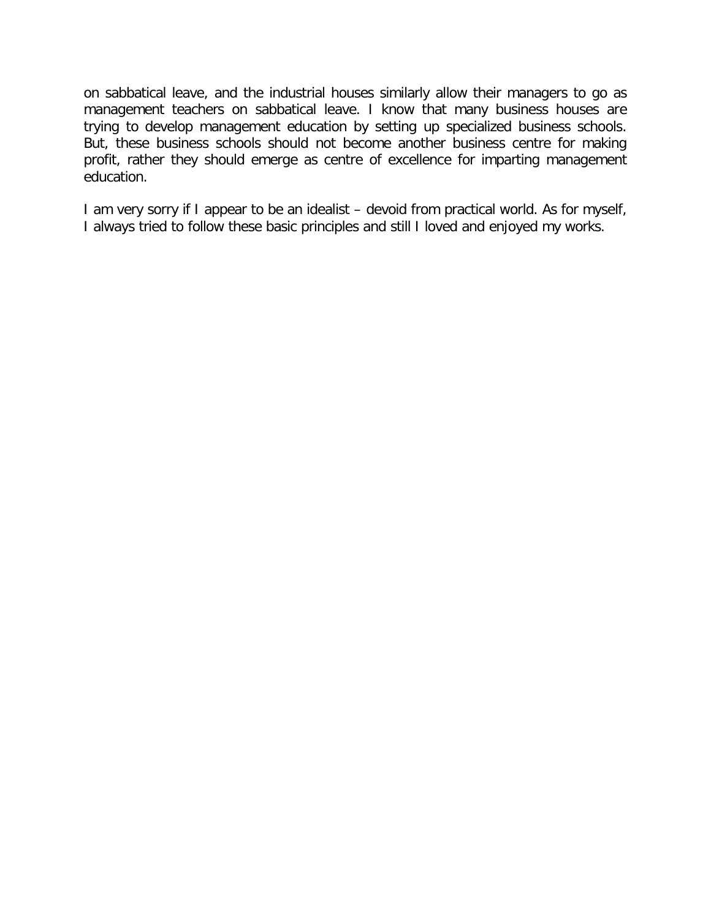on sabbatical leave, and the industrial houses similarly allow their managers to go as management teachers on sabbatical leave. I know that many business houses are trying to develop management education by setting up specialized business schools. But, these business schools should not become another business centre for making profit, rather they should emerge as centre of excellence for imparting management education.

I am very sorry if I appear to be an idealist – devoid from practical world. As for myself, I always tried to follow these basic principles and still I loved and enjoyed my works.